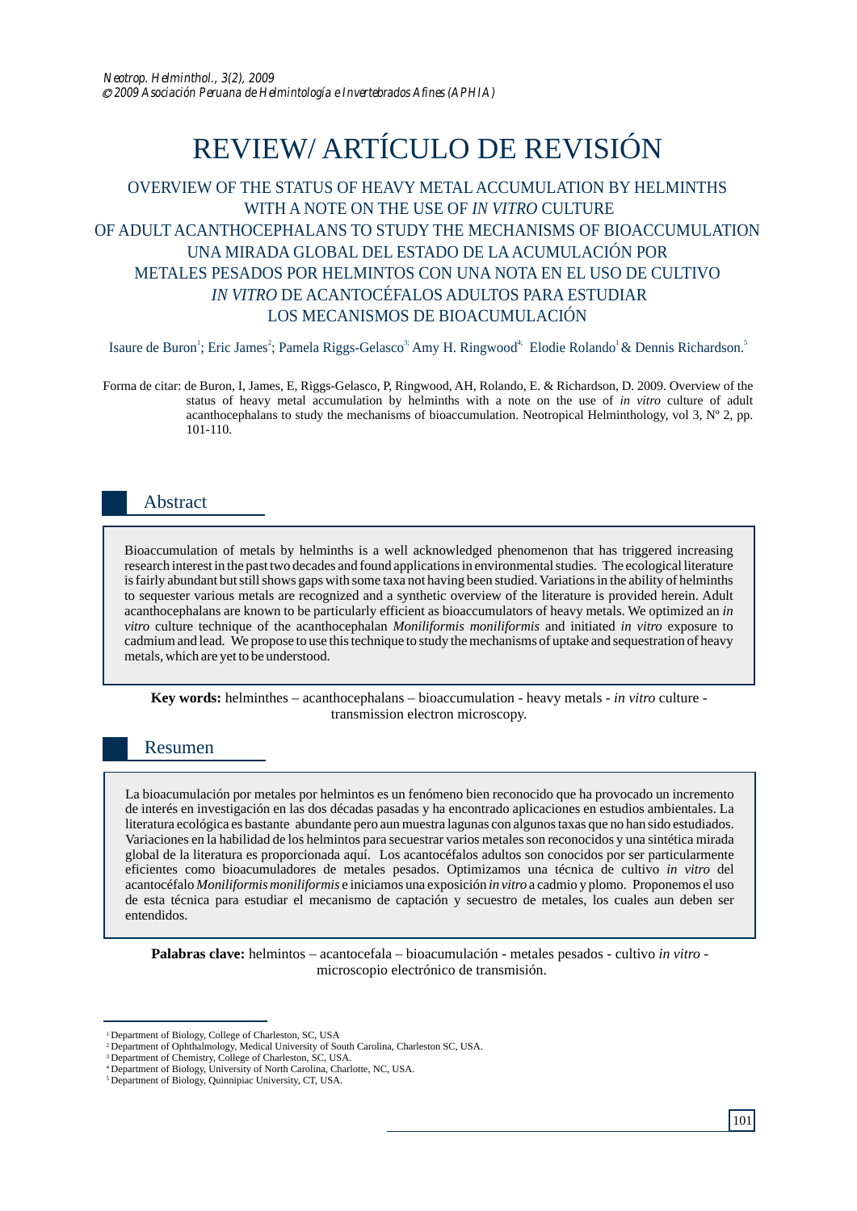# REVIEW/ ARTÍCULO DE REVISIÓN

## OVERVIEW OF THE STATUS OF HEAVY METAL ACCUMULATION BY HELMINTHS WITH A NOTE ON THE USE OF *IN VITRO* CULTURE OF ADULT ACANTHOCEPHALANS TO STUDY THE MECHANISMS OF BIOACCUMULATION

## UNA MIRADA GLOBAL DEL ESTADO DE LA ACUMULACIÓN POR METALES PESADOS POR HELMINTOS CON UNA NOTA EN EL USO DE CULTIVO *IN VITRO* DE ACANTOCÉFALOS ADULTOS PARA ESTUDIAR LOS MECANISMOS DE BIOACUMULACIÓN

Isaure de Buron[1]; Eric James[2]; Pamela Riggs-Gelasco[3]; Amy H. Ringwood[4]; Elodie Rolando[1] & Dennis Richardson.[5]

Forma de citar: de Buron, I, James, E, Riggs-Gelasco, P, Ringwood, AH, Rolando, E. & Richardson, D. 2009. Overview of the status of heavy metal accumulation by helminths with a note on the use of *in vitro* culture of adult acanthocephalans to study the mechanisms of bioaccumulation. Neotropical Helminthology, vol 3, Nº 2, pp. 101-110.

## Abstract

Bioaccumulation of metals by helminths is a well acknowledged phenomenon that has triggered increasing research interest in the past two decades and found applications in environmental studies. The ecological literature is fairly abundant but still shows gaps with some taxa not having been studied. Variations in the ability of helminths to sequester various metals are recognized and a synthetic overview of the literature is provided herein. Adult acanthocephalans are known to be particularly efficient as bioaccumulators of heavy metals. We optimized an *in vitro* culture technique of the acanthocephalan *Moniliformis moniliformis* and initiated *in vitro* exposure to cadmium and lead. We propose to use this technique to study the mechanisms of uptake and sequestration of heavy metals, which are yet to be understood.

**Key words:** helminthes – acanthocephalans – bioaccumulation - heavy metals - *in vitro* culture - transmission electron microscopy.

## Resumen

La bioacumulación por metales por helmintos es un fenómeno bien reconocido que ha provocado un incremento de interés en investigación en las dos décadas pasadas y ha encontrado aplicaciones en estudios ambientales. La literatura ecológica es bastante abundante pero aun muestra lagunas con algunos taxas que no han sido estudiados. Variaciones en la habilidad de los helmintos para secuestrar varios metales son reconocidos y una sintética mirada global de la literatura es proporcionada aquí. Los acantocéfalos adultos son conocidos por ser particularmente eficientes como bioacumuladores de metales pesados. Optimizamos una técnica de cultivo *in vitro* del acantocéfalo *Moniliformis moniliformis* e iniciamos una exposición *in vitro* a cadmio y plomo. Proponemos el uso de esta técnica para estudiar el mecanismo de captación y secuestro de metales, los cuales aun deben ser entendidos.

**Palabras clave:** helmintos – acantocefala – bioacumulación - metales pesados - cultivo *in vitro* - microscopio electrónico de transmisión.

---

[1] Department of Biology, College of Charleston, SC, USA
[2] Department of Ophthalmology, Medical University of South Carolina, Charleston SC, USA.
[3] Department of Chemistry, College of Charleston, SC, USA.
[4] Department of Biology, University of North Carolina, Charlotte, NC, USA.
[5] Department of Biology, Quinnipiac University, CT, USA.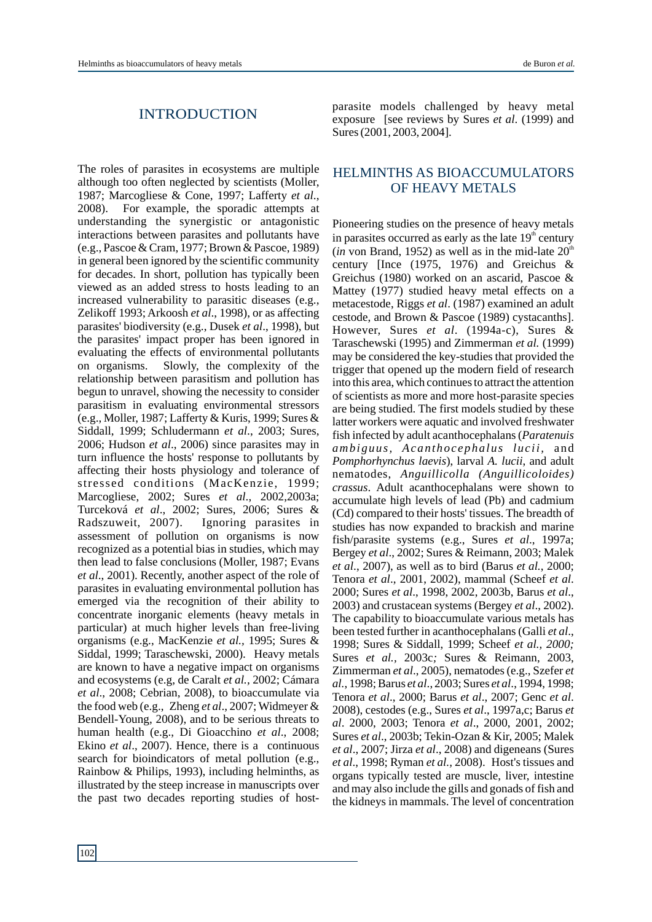## INTRODUCTION

The roles of parasites in ecosystems are multiple although too often neglected by scientists (Moller, 1987; Marcogliese & Cone, 1997; Lafferty *et al*., 2008). For example, the sporadic attempts at understanding the synergistic or antagonistic interactions between parasites and pollutants have (e.g., Pascoe & Cram, 1977; Brown & Pascoe, 1989) in general been ignored by the scientific community for decades. In short, pollution has typically been viewed as an added stress to hosts leading to an increased vulnerability to parasitic diseases (e.g., Zelikoff 1993; Arkoosh *et al*., 1998), or as affecting parasites' biodiversity (e.g., Dusek *et al*., 1998), but the parasites' impact proper has been ignored in evaluating the effects of environmental pollutants on organisms. Slowly, the complexity of the relationship between parasitism and pollution has begun to unravel, showing the necessity to consider parasitism in evaluating environmental stressors (e.g., Moller, 1987; Lafferty & Kuris, 1999; Sures & Siddall, 1999; Schludermann *et al*., 2003; Sures, 2006; Hudson *et al*., 2006) since parasites may in turn influence the hosts' response to pollutants by affecting their hosts physiology and tolerance of stressed conditions (MacKenzie, 1999; Marcogliese, 2002; Sures *et al*., 2002,2003a; Turceková *et al*., 2002; Sures, 2006; Sures & Radszuweit, 2007). Ignoring parasites in assessment of pollution on organisms is now recognized as a potential bias in studies, which may then lead to false conclusions (Moller, 1987; Evans *et al*., 2001). Recently, another aspect of the role of parasites in evaluating environmental pollution has emerged via the recognition of their ability to concentrate inorganic elements (heavy metals in particular) at much higher levels than free-living organisms (e.g., MacKenzie *et al.,* 1995; Sures & Siddal, 1999; Taraschewski, 2000). Heavy metals are known to have a negative impact on organisms and ecosystems (e.g, de Caralt *et al.,* 2002; Cámara *et al*., 2008; Cebrian, 2008), to bioaccumulate via the food web (e.g., Zheng *et al*., 2007; Widmeyer & Bendell-Young, 2008), and to be serious threats to human health (e.g., Di Gioacchino *et al*., 2008; Ekino *et al*., 2007). Hence, there is a continuous search for bioindicators of metal pollution (e.g., Rainbow & Philips, 1993), including helminths, as illustrated by the steep increase in manuscripts over the past two decades reporting studies of host-parasite models challenged by heavy metal exposure [see reviews by Sures *et al*. (1999) and Sures (2001, 2003, 2004].

## HELMINTHS AS BIOACCUMULATORS OF HEAVY METALS

Pioneering studies on the presence of heavy metals in parasites occurred as early as the late 19th century (*in* von Brand, 1952) as well as in the mid-late 20th century [Ince (1975, 1976) and Greichus & Greichus (1980) worked on an ascarid, Pascoe & Mattey (1977) studied heavy metal effects on a metacestode, Riggs *et al*. (1987) examined an adult cestode, and Brown & Pascoe (1989) cystacanths]. However, Sures *et al*. (1994a-c), Sures & Taraschewski (1995) and Zimmerman *et al.* (1999) may be considered the key-studies that provided the trigger that opened up the modern field of research into this area, which continues to attract the attention of scientists as more and more host-parasite species are being studied. The first models studied by these latter workers were aquatic and involved freshwater fish infected by adult acanthocephalans (*Paratenuis ambiguus, Acanthocephalus lucii,* and *Pomphorhynchus laevis*), larval *A. lucii*, and adult nematodes, *Anguillicolla (Anguillicoloides) crassus*. Adult acanthocephalans were shown to accumulate high levels of lead (Pb) and cadmium (Cd) compared to their hosts' tissues. The breadth of studies has now expanded to brackish and marine fish/parasite systems (e.g., Sures *et al*., 1997a; Bergey *et al*., 2002; Sures & Reimann, 2003; Malek *et al*., 2007), as well as to bird (Barus *et al.*, 2000; Tenora *et al*., 2001, 2002), mammal (Scheef *et al*. 2000; Sures *et al*., 1998, 2002, 2003b, Barus *et al*., 2003) and crustacean systems (Bergey *et al*., 2002). The capability to bioaccumulate various metals has been tested further in acanthocephalans (Galli *et al*., 1998; Sures & Siddall, 1999; Scheef *et al., 2000;* Sures *et al.*, 2003c*;* Sures & Reimann, 2003, Zimmerman *et al*., 2005), nematodes (e.g., Szefer *et al.*, 1998; Barus *et al*., 2003; Sures *et al*., 1994, 1998; Tenora *et al*., 2000; Barus *et al*., 2007; Genc *et al*. 2008), cestodes (e.g., Sures *et al*., 1997a,c; Barus *et al*. 2000, 2003; Tenora *et al*., 2000, 2001, 2002; Sures *et al*., 2003b; Tekin-Ozan & Kir, 2005; Malek *et al*., 2007; Jirza *et al*., 2008) and digeneans (Sures *et al*., 1998; Ryman *et al.,* 2008). Host's tissues and organs typically tested are muscle, liver, intestine and may also include the gills and gonads of fish and the kidneys in mammals. The level of concentration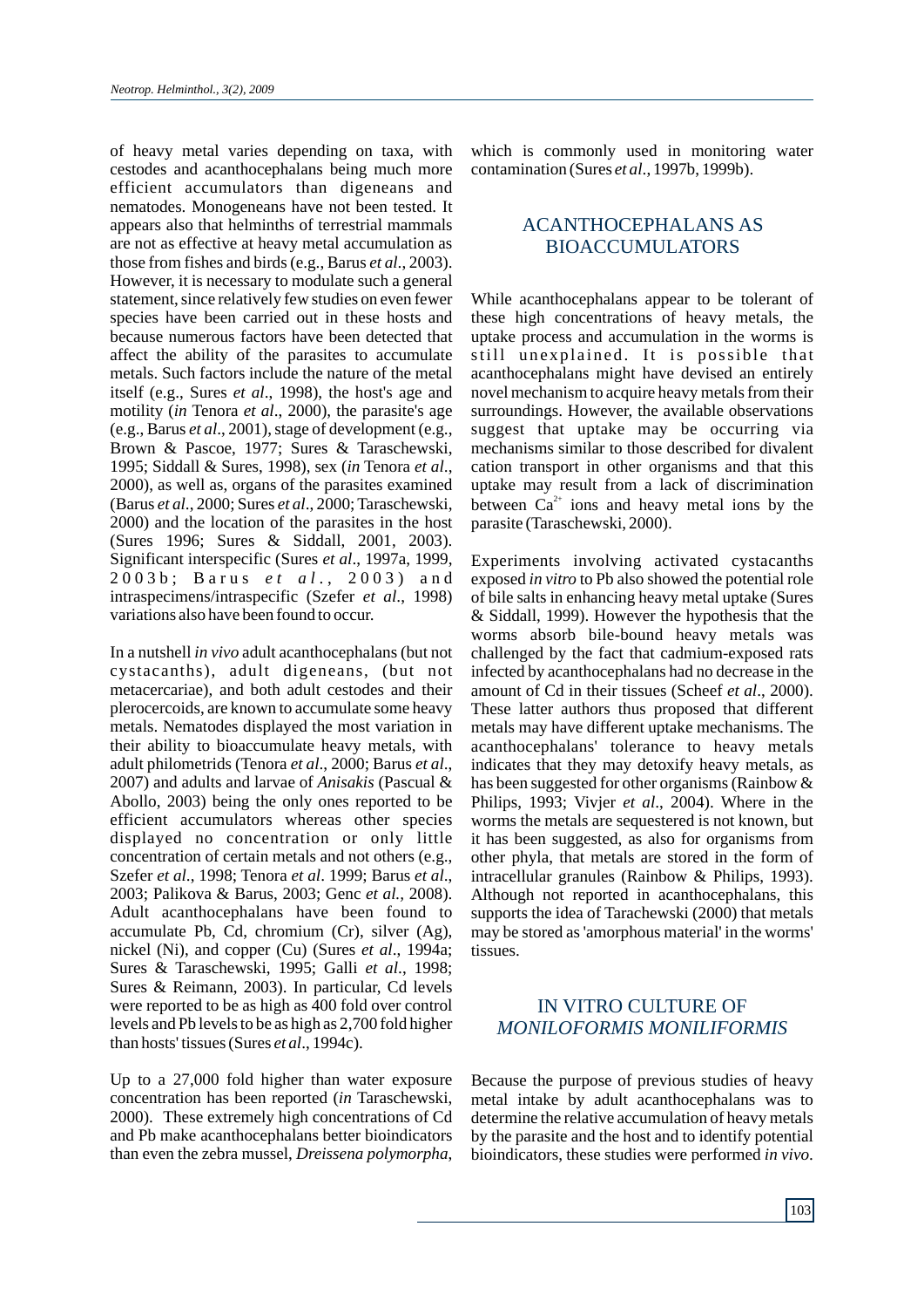of heavy metal varies depending on taxa, with cestodes and acanthocephalans being much more efficient accumulators than digeneans and nematodes. Monogeneans have not been tested. It appears also that helminths of terrestrial mammals are not as effective at heavy metal accumulation as those from fishes and birds (e.g., Barus *et al*., 2003). However, it is necessary to modulate such a general statement, since relatively few studies on even fewer species have been carried out in these hosts and because numerous factors have been detected that affect the ability of the parasites to accumulate metals. Such factors include the nature of the metal itself (e.g., Sures *et al*., 1998), the host's age and motility (*in* Tenora *et al*., 2000), the parasite's age (e.g., Barus *et al*., 2001), stage of development (e.g., Brown & Pascoe, 1977; Sures & Taraschewski, 1995; Siddall & Sures, 1998), sex (*in* Tenora *et al*., 2000), as well as, organs of the parasites examined (Barus *et al*., 2000; Sures *et al*., 2000; Taraschewski, 2000) and the location of the parasites in the host (Sures 1996; Sures & Siddall, 2001, 2003). Significant interspecific (Sures *et al*., 1997a, 1999, 2003b; Barus *et al*., 2003) and intraspecimens/intraspecific (Szefer *et al*., 1998) variations also have been found to occur.

In a nutshell *in vivo* adult acanthocephalans (but not cystacanths), adult digeneans, (but not metacercariae), and both adult cestodes and their plerocercoids, are known to accumulate some heavy metals. Nematodes displayed the most variation in their ability to bioaccumulate heavy metals, with adult philometrids (Tenora *et al*., 2000; Barus *et al*., 2007) and adults and larvae of *Anisakis* (Pascual & Abollo, 2003) being the only ones reported to be efficient accumulators whereas other species displayed no concentration or only little concentration of certain metals and not others (e.g., Szefer *et al*., 1998; Tenora *et al*. 1999; Barus *et al*., 2003; Palikova & Barus, 2003; Genc *et al.*, 2008). Adult acanthocephalans have been found to accumulate Pb, Cd, chromium (Cr), silver (Ag), nickel (Ni), and copper (Cu) (Sures *et al*., 1994a; Sures & Taraschewski, 1995; Galli *et al*., 1998; Sures & Reimann, 2003). In particular, Cd levels were reported to be as high as 400 fold over control levels and Pb levels to be as high as 2,700 fold higher than hosts' tissues (Sures *et al*., 1994c).

Up to a 27,000 fold higher than water exposure concentration has been reported (*in* Taraschewski, 2000). These extremely high concentrations of Cd and Pb make acanthocephalans better bioindicators than even the zebra mussel, *Dreissena polymorpha*, which is commonly used in monitoring water contamination (Sures *et al*., 1997b, 1999b).

## ACANTHOCEPHALANS AS BIOACCUMULATORS

While acanthocephalans appear to be tolerant of these high concentrations of heavy metals, the uptake process and accumulation in the worms is still unexplained. It is possible that acanthocephalans might have devised an entirely novel mechanism to acquire heavy metals from their surroundings. However, the available observations suggest that uptake may be occurring via mechanisms similar to those described for divalent cation transport in other organisms and that this uptake may result from a lack of discrimination between $Ca^{2+}$ ions and heavy metal ions by the parasite (Taraschewski, 2000).

Experiments involving activated cystacanths exposed *in vitro* to Pb also showed the potential role of bile salts in enhancing heavy metal uptake (Sures & Siddall, 1999). However the hypothesis that the worms absorb bile-bound heavy metals was challenged by the fact that cadmium-exposed rats infected by acanthocephalans had no decrease in the amount of Cd in their tissues (Scheef *et al*., 2000). These latter authors thus proposed that different metals may have different uptake mechanisms. The acanthocephalans' tolerance to heavy metals indicates that they may detoxify heavy metals, as has been suggested for other organisms (Rainbow & Philips, 1993; Vivjer *et al*., 2004). Where in the worms the metals are sequestered is not known, but it has been suggested, as also for organisms from other phyla, that metals are stored in the form of intracellular granules (Rainbow & Philips, 1993). Although not reported in acanthocephalans, this supports the idea of Tarachewski (2000) that metals may be stored as 'amorphous material' in the worms' tissues.

## IN VITRO CULTURE OF *MONILOFORMIS MONILIFORMIS*

Because the purpose of previous studies of heavy metal intake by adult acanthocephalans was to determine the relative accumulation of heavy metals by the parasite and the host and to identify potential bioindicators, these studies were performed *in vivo*.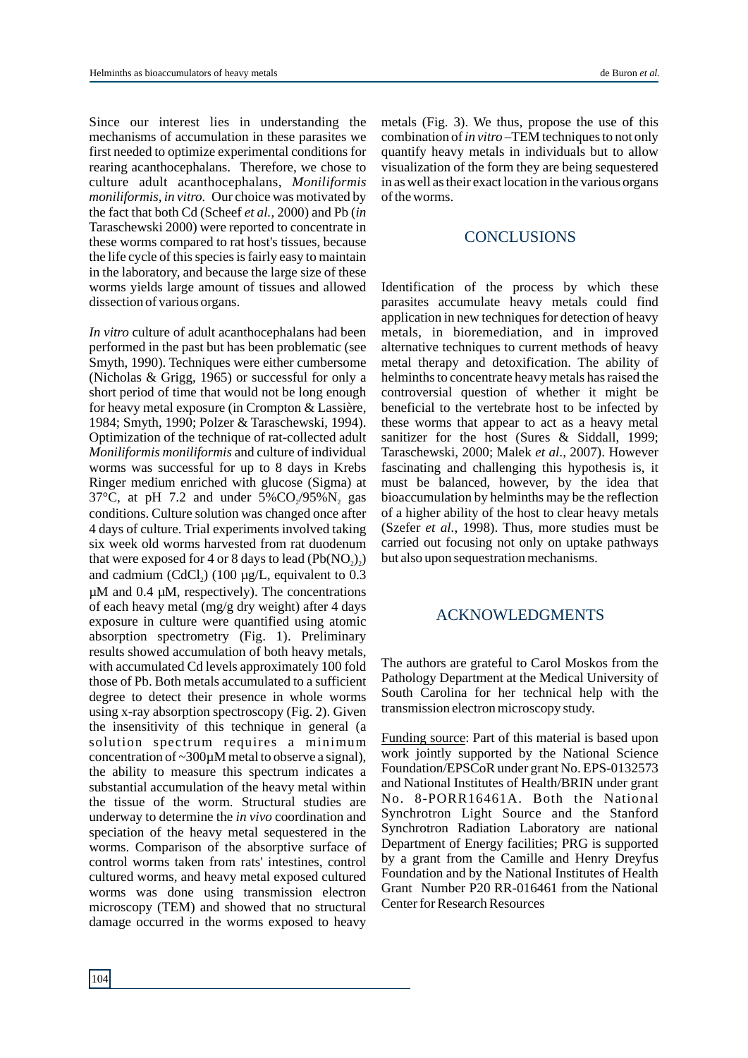Since our interest lies in understanding the mechanisms of accumulation in these parasites we first needed to optimize experimental conditions for rearing acanthocephalans. Therefore, we chose to culture adult acanthocephalans, *Moniliformis moniliformis*, *in vitro.* Our choice was motivated by the fact that both Cd (Scheef *et al.*, 2000) and Pb (*in* Taraschewski 2000) were reported to concentrate in these worms compared to rat host's tissues, because the life cycle of this species is fairly easy to maintain in the laboratory, and because the large size of these worms yields large amount of tissues and allowed dissection of various organs.

*In vitro* culture of adult acanthocephalans had been performed in the past but has been problematic (see Smyth, 1990). Techniques were either cumbersome (Nicholas & Grigg, 1965) or successful for only a short period of time that would not be long enough for heavy metal exposure (in Crompton & Lassière, 1984; Smyth, 1990; Polzer & Taraschewski, 1994). Optimization of the technique of rat-collected adult *Moniliformis moniliformis* and culture of individual worms was successful for up to 8 days in Krebs Ringer medium enriched with glucose (Sigma) at 37°C, at pH 7.2 and under $5\%CO_2/95\%N_2$ gas conditions. Culture solution was changed once after 4 days of culture. Trial experiments involved taking six week old worms harvested from rat duodenum that were exposed for 4 or 8 days to lead ($Pb(NO_2)_2$) and cadmium ($CdCl_2$) (100 µg/L, equivalent to 0.3 µM and 0.4 µM, respectively). The concentrations of each heavy metal (mg/g dry weight) after 4 days exposure in culture were quantified using atomic absorption spectrometry (Fig. 1). Preliminary results showed accumulation of both heavy metals, with accumulated Cd levels approximately 100 fold those of Pb. Both metals accumulated to a sufficient degree to detect their presence in whole worms using x-ray absorption spectroscopy (Fig. 2). Given the insensitivity of this technique in general (a solution spectrum requires a minimum concentration of ~300µM metal to observe a signal), the ability to measure this spectrum indicates a substantial accumulation of the heavy metal within the tissue of the worm. Structural studies are underway to determine the *in vivo* coordination and speciation of the heavy metal sequestered in the worms. Comparison of the absorptive surface of control worms taken from rats' intestines, control cultured worms, and heavy metal exposed cultured worms was done using transmission electron microscopy (TEM) and showed that no structural damage occurred in the worms exposed to heavy metals (Fig. 3). We thus, propose the use of this combination of *in vitro* –TEM techniques to not only quantify heavy metals in individuals but to allow visualization of the form they are being sequestered in as well as their exact location in the various organs of the worms.

## CONCLUSIONS

Identification of the process by which these parasites accumulate heavy metals could find application in new techniques for detection of heavy metals, in bioremediation, and in improved alternative techniques to current methods of heavy metal therapy and detoxification. The ability of helminths to concentrate heavy metals has raised the controversial question of whether it might be beneficial to the vertebrate host to be infected by these worms that appear to act as a heavy metal sanitizer for the host (Sures & Siddall, 1999; Taraschewski, 2000; Malek *et al.*, 2007). However fascinating and challenging this hypothesis is, it must be balanced, however, by the idea that bioaccumulation by helminths may be the reflection of a higher ability of the host to clear heavy metals (Szefer *et al.*, 1998). Thus, more studies must be carried out focusing not only on uptake pathways but also upon sequestration mechanisms.

## ACKNOWLEDGMENTS

The authors are grateful to Carol Moskos from the Pathology Department at the Medical University of South Carolina for her technical help with the transmission electron microscopy study.

Funding source: Part of this material is based upon work jointly supported by the National Science Foundation/EPSCoR under grant No. EPS-0132573 and National Institutes of Health/BRIN under grant No. 8-PORR16461A. Both the National Synchrotron Light Source and the Stanford Synchrotron Radiation Laboratory are national Department of Energy facilities; PRG is supported by a grant from the Camille and Henry Dreyfus Foundation and by the National Institutes of Health Grant Number P20 RR-016461 from the National Center for Research Resources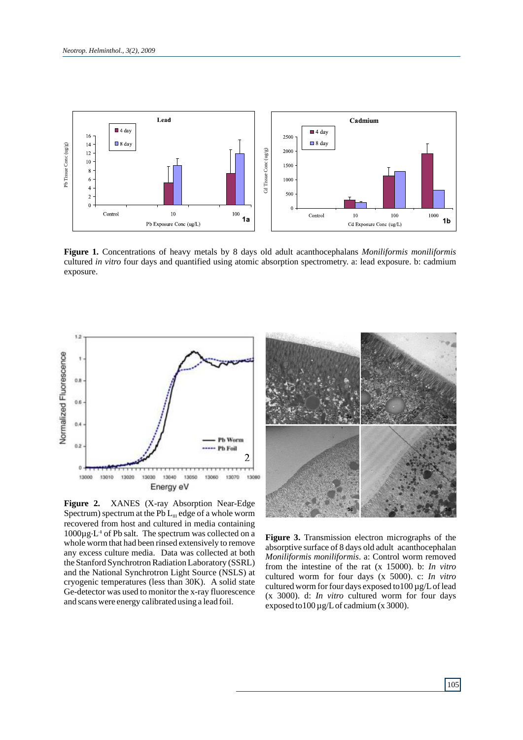**Figure 1.** Concentrations of heavy metals by 8 days old adult acanthocephalans *Moniliformis moniliformis* cultured *in vitro* four days and quantified using atomic absorption spectrometry. a: lead exposure. b: cadmium exposure.

**Figure 2.** XANES (X-ray Absorption Near-Edge Spectrum) spectrum at the Pb $L_{III}$ edge of a whole worm recovered from host and cultured in media containing $1000 \mu g \cdot L^{-1}$ of Pb salt. The spectrum was collected on a whole worm that had been rinsed extensively to remove any excess culture media. Data was collected at both the Stanford Synchrotron Radiation Laboratory (SSRL) and the National Synchrotron Light Source (NSLS) at cryogenic temperatures (less than 30K). A solid state Ge-detector was used to monitor the x-ray fluorescence and scans were energy calibrated using a lead foil.

**Figure 3.** Transmission electron micrographs of the absorptive surface of 8 days old adult acanthocephalan *Moniliformis moniliformis*. a: Control worm removed from the intestine of the rat (x 15000). b: *In vitro* cultured worm for four days (x 5000). c: *In vitro* cultured worm for four days exposed to 100 µg/L of lead (x 3000). d: *In vitro* cultured worm for four days exposed to 100 µg/L of cadmium (x 3000).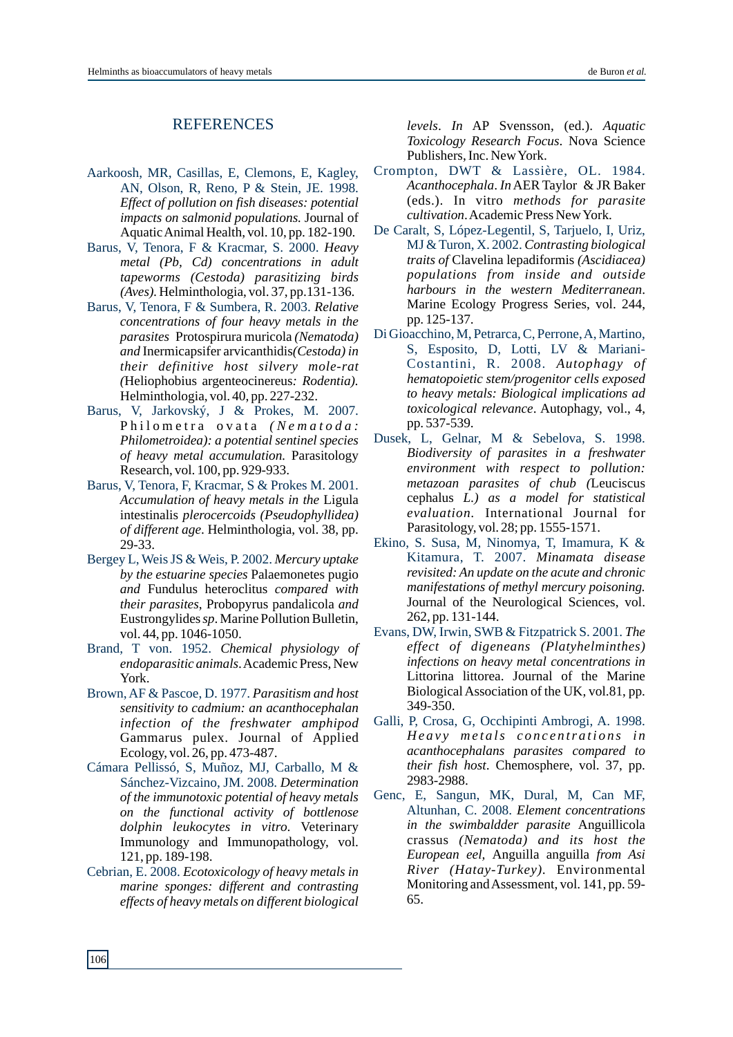## REFERENCES

Aarkoosh, MR, Casillas, E, Clemons, E, Kagley, AN, Olson, R, Reno, P & Stein, JE. 1998. *Effect of pollution on fish diseases: potential impacts on salmonid populations.* Journal of Aquatic Animal Health, vol. 10, pp. 182-190.

Barus, V, Tenora, F & Kracmar, S. 2000. *Heavy metal (Pb, Cd) concentrations in adult tapeworms (Cestoda) parasitizing birds (Aves).* Helminthologia, vol. 37, pp.131-136.

Barus, V, Tenora, F & Sumbera, R. 2003. *Relative concentrations of four heavy metals in the parasites* Protospirura muricola *(Nematoda) and* Inermicapsifer arvicanthidis*(Cestoda) in their definitive host silvery mole-rat (*Heliophobius argenteocinereus*: Rodentia).* Helminthologia, vol. 40, pp. 227-232.

Barus, V, Jarkovský, J & Prokes, M. 2007. Philometra ovata *(Nematoda: Philometroidea): a potential sentinel species of heavy metal accumulation.* Parasitology Research, vol. 100, pp. 929-933.

Barus, V, Tenora, F, Kracmar, S & Prokes M. 2001. *Accumulation of heavy metals in the* Ligula intestinalis *plerocercoids (Pseudophyllidea) of different age.* Helminthologia, vol. 38, pp. 29-33.

Bergey L, Weis JS & Weis, P. 2002. *Mercury uptake by the estuarine species* Palaemonetes pugio *and* Fundulus heteroclitus *compared with their parasites,* Probopyrus pandalicola *and* Eustrongylides *sp*. Marine Pollution Bulletin, vol. 44, pp. 1046-1050.

Brand, T von. 1952. *Chemical physiology of endoparasitic animals*. Academic Press, New York.

Brown, AF & Pascoe, D. 1977. *Parasitism and host sensitivity to cadmium: an acanthocephalan infection of the freshwater amphipod* Gammarus pulex. Journal of Applied Ecology, vol. 26, pp. 473-487.

Cámara Pellissó, S, Muñoz, MJ, Carballo, M & Sánchez-Vizcaino, JM. 2008. *Determination of the immunotoxic potential of heavy metals on the functional activity of bottlenose dolphin leukocytes in vitro*. Veterinary Immunology and Immunopathology, vol. 121, pp. 189-198.

Cebrian, E. 2008. *Ecotoxicology of heavy metals in marine sponges: different and contrasting effects of heavy metals on different biological levels*. *In* AP Svensson, (ed.). *Aquatic Toxicology Research Focus*. Nova Science Publishers, Inc. New York.

Crompton, DWT & Lassière, OL. 1984. *Acanthocephala*. *In* AER Taylor & JR Baker (eds.). In vitro *methods for parasite cultivation*. Academic Press New York.

De Caralt, S, López-Legentil, S, Tarjuelo, I, Uriz, MJ & Turon, X. 2002. *Contrasting biological traits of* Clavelina lepadiformis *(Ascidiacea) populations from inside and outside harbours in the western Mediterranean*. Marine Ecology Progress Series, vol. 244, pp. 125-137.

Di Gioacchino, M, Petrarca, C, Perrone, A, Martino, S, Esposito, D, Lotti, LV & Mariani-Costantini, R. 2008. *Autophagy of hematopoietic stem/progenitor cells exposed to heavy metals: Biological implications ad toxicological relevance*. Autophagy, vol., 4, pp. 537-539.

Dusek, L, Gelnar, M & Sebelova, S. 1998. *Biodiversity of parasites in a freshwater environment with respect to pollution: metazoan parasites of chub (*Leuciscus cephalus *L.) as a model for statistical evaluation*. International Journal for Parasitology, vol. 28; pp. 1555-1571.

Ekino, S. Susa, M, Ninomya, T, Imamura, K & Kitamura, T. 2007. *Minamata disease revisited: An update on the acute and chronic manifestations of methyl mercury poisoning.* Journal of the Neurological Sciences, vol. 262, pp. 131-144.

Evans, DW, Irwin, SWB & Fitzpatrick S. 2001. *The effect of digeneans (Platyhelminthes) infections on heavy metal concentrations in* Littorina littorea. Journal of the Marine Biological Association of the UK, vol.81, pp. 349-350.

Galli, P, Crosa, G, Occhipinti Ambrogi, A. 1998. *Heavy metals concentrations in acanthocephalans parasites compared to their fish host*. Chemosphere, vol. 37, pp. 2983-2988.

Genc, E, Sangun, MK, Dural, M, Can MF, Altunhan, C. 2008. *Element concentrations in the swimbaldder parasite* Anguillicola crassus *(Nematoda) and its host the European eel,* Anguilla anguilla *from Asi River (Hatay-Turkey)*. Environmental Monitoring and Assessment, vol. 141, pp. 59-65.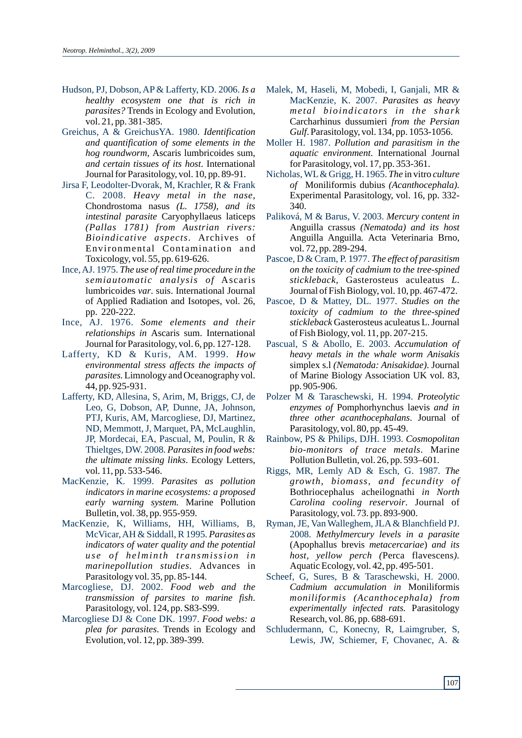Hudson, PJ, Dobson, AP & Lafferty, KD. 2006. *Is a healthy ecosystem one that is rich in parasites?* Trends in Ecology and Evolution, vol. 21, pp. 381-385.

Greichus, A & GreichusYA. 1980. *Identification and quantification of some elements in the hog roundworm,* Ascaris lumbricoides sum, *and certain tissues of its host.* International Journal for Parasitology, vol. 10, pp. 89-91.

Jirsa F, Leodolter-Dvorak, M, Krachler, R & Frank C. 2008. *Heavy metal in the nase,* Chondrostoma nasus *(L. 1758), and its intestinal parasite* Caryophyllaeus laticeps *(Pallas 1781) from Austrian rivers: Bioindicative aspects.* Archives of Environmental Contamination and Toxicology, vol. 55, pp. 619-626.

Ince, AJ. 1975. *The use of real time procedure in the semiautomatic analysis of* Ascaris lumbricoides *var.* suis. International Journal of Applied Radiation and Isotopes, vol. 26, pp. 220-222.

Ince, AJ. 1976. *Some elements and their relationships in* Ascaris sum. International Journal for Parasitology, vol. 6, pp. 127-128.

Lafferty, KD & Kuris, AM. 1999. *How environmental stress affects the impacts of parasites.* Limnology and Oceanography vol. 44, pp. 925-931.

Lafferty, KD, Allesina, S, Arim, M, Briggs, CJ, de Leo, G, Dobson, AP, Dunne, JA, Johnson, PTJ, Kuris, AM, Marcogliese, DJ, Martinez, ND, Memmott, J, Marquet, PA, McLaughlin, JP, Mordecai, EA, Pascual, M, Poulin, R & Thieltges, DW. 2008. *Parasites in food webs: the ultimate missing links.* Ecology Letters, vol. 11, pp. 533-546.

MacKenzie, K. 1999. *Parasites as pollution indicators in marine ecosystems: a proposed early warning system.* Marine Pollution Bulletin, vol. 38, pp. 955-959.

MacKenzie, K, Williams, HH, Williams, B, McVicar, AH & Siddall, R 1995. *Parasites as indicators of water quality and the potential use of helminth transmission in marinepollution studies.* Advances in Parasitology vol. 35, pp. 85-144.

Marcogliese, DJ. 2002. *Food web and the transmission of parsites to marine fish.* Parasitology, vol. 124, pp. S83-S99.

Marcogliese DJ & Cone DK. 1997. *Food webs: a plea for parasites.* Trends in Ecology and Evolution, vol. 12, pp. 389-399.

Malek, M, Haseli, M, Mobedi, I, Ganjali, MR & MacKenzie, K. 2007. *Parasites as heavy metal bioindicators in the shark* Carcharhinus dussumieri *from the Persian Gulf.* Parasitology, vol. 134, pp. 1053-1056.

Moller H. 1987. *Pollution and parasitism in the aquatic environment.* International Journal for Parasitology, vol. 17, pp. 353-361.

Nicholas, WL & Grigg, H. 1965. *The* in vitro *culture of* Moniliformis dubius *(Acanthocephala).* Experimental Parasitology, vol. 16, pp. 332-340.

Paliková, M & Barus, V. 2003. *Mercury content in* Anguilla crassus *(Nematoda) and its host* Anguilla Anguilla*.* Acta Veterinaria Brno, vol. 72, pp. 289-294.

Pascoe, D & Cram, P. 1977. *The effect of parasitism on the toxicity of cadmium to the tree-spined stickleback,* Gasterosteus aculeatus *L.* Journal of Fish Biology, vol. 10, pp. 467-472.

Pascoe, D & Mattey, DL. 1977. *Studies on the toxicity of cadmium to the three-spined stickleback* Gasterosteus aculeatus L. Journal of Fish Biology, vol. 11, pp. 207-215.

Pascual, S & Abollo, E. 2003. *Accumulation of heavy metals in the whale worm Anisakis* simplex s.l *(Nematoda: Anisakidae).* Journal of Marine Biology Association UK vol. 83, pp. 905-906.

Polzer M & Taraschewski, H. 1994. *Proteolytic enzymes of* Pomphorhynchus laevis *and in three other acanthocephalans.* Journal of Parasitology, vol. 80, pp. 45-49.

Rainbow, PS & Philips, DJH. 1993. *Cosmopolitan bio-monitors of trace metals.* Marine Pollution Bulletin, vol. 26, pp. 593–601.

Riggs, MR, Lemly AD & Esch, G. 1987. *The growth, biomass, and fecundity of* Bothriocephalus acheilognathi *in North Carolina cooling reservoir.* Journal of Parasitology, vol. 73. pp. 893-900.

Ryman, JE, Van Walleghem, JLA & Blanchfield PJ. 2008. *Methylmercury levels in a parasite* (Apophallus brevis *metacercariae*) *and its host, yellow perch (*Perca flavescens*).* Aquatic Ecology, vol. 42, pp. 495-501.

Scheef, G, Sures, B & Taraschewski, H. 2000. *Cadmium accumulation in* Moniliformis *moniliformis (Acanthocephala) from experimentally infected rats.* Parasitology Research, vol. 86, pp. 688-691.

Schludermann, C, Konecny, R, Laimgruber, S, Lewis, JW, Schiemer, F, Chovanec, A. &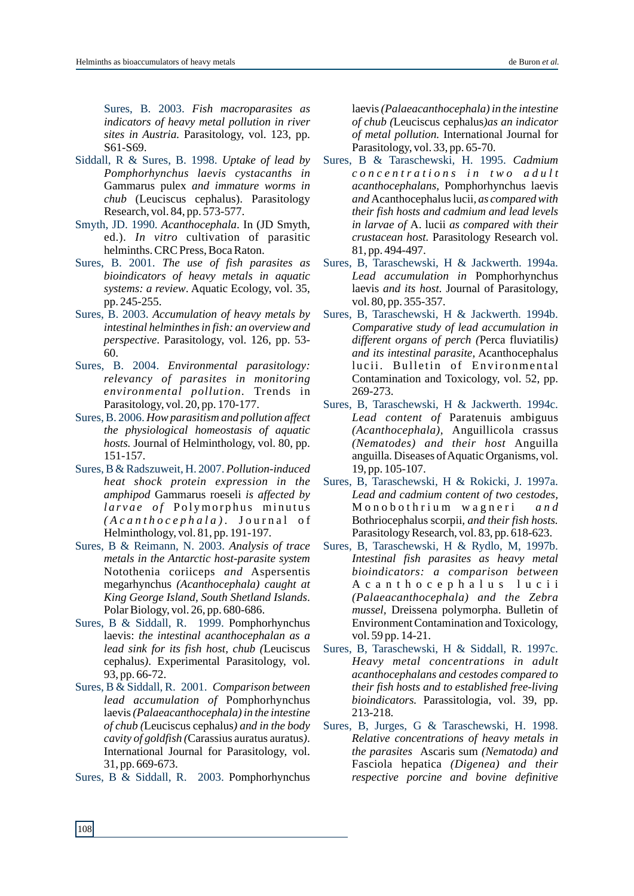Sures, B. 2003. *Fish macroparasites as indicators of heavy metal pollution in river sites in Austria.* Parasitology, vol. 123, pp. S61-S69.

Siddall, R & Sures, B. 1998. *Uptake of lead by Pomphorhynchus laevis cystacanths in* Gammarus pulex *and immature worms in chub* (Leuciscus cephalus). Parasitology Research, vol. 84, pp. 573-577.

Smyth, JD. 1990. *Acanthocephala*. In (JD Smyth, ed.). *In vitro* cultivation of parasitic helminths. CRC Press, Boca Raton.

Sures, B. 2001. *The use of fish parasites as bioindicators of heavy metals in aquatic systems: a review*. Aquatic Ecology, vol. 35, pp. 245-255.

Sures, B. 2003. *Accumulation of heavy metals by intestinal helminthes in fish: an overview and perspective*. Parasitology, vol. 126, pp. 53-60.

Sures, B. 2004. *Environmental parasitology: relevancy of parasites in monitoring environmental pollution*. Trends in Parasitology, vol. 20, pp. 170-177.

Sures, B. 2006. *How parasitism and pollution affect the physiological homeostasis of aquatic hosts.* Journal of Helminthology, vol. 80, pp. 151-157.

Sures, B & Radszuweit, H. 2007. *Pollution-induced heat shock protein expression in the amphipod* Gammarus roeseli *is affected by larvae of* Polymorphus minutus *(Acanthocephala)*. Journal of Helminthology, vol. 81, pp. 191-197.

Sures, B & Reimann, N. 2003. *Analysis of trace metals in the Antarctic host-parasite system* Notothenia coriiceps *and* Aspersentis megarhynchus *(Acanthocephala) caught at King George Island, South Shetland Islands*. Polar Biology, vol. 26, pp. 680-686.

Sures, B & Siddall, R. 1999. Pomphorhynchus laevis: *the intestinal acanthocephalan as a lead sink for its fish host, chub (*Leuciscus cephalus*)*. Experimental Parasitology, vol. 93, pp. 66-72.

Sures, B & Siddall, R. 2001. *Comparison between lead accumulation of* Pomphorhynchus laevis *(Palaeacanthocephala) in the intestine of chub (*Leuciscus cephalus*) and in the body cavity of goldfish (*Carassius auratus auratus*)*. International Journal for Parasitology, vol. 31, pp. 669-673.

Sures, B & Siddall, R. 2003. Pomphorhynchus laevis *(Palaeacanthocephala) in the intestine of chub (*Leuciscus cephalus*) as an indicator of metal pollution.* International Journal for Parasitology, vol. 33, pp. 65-70.

Sures, B & Taraschewski, H. 1995. *Cadmium concentrations in two adult acanthocephalans,* Pomphorhynchus laevis *and* Acanthocephalus lucii*, as compared with their fish hosts and cadmium and lead levels in larvae of* A. lucii *as compared with their crustacean host.* Parasitology Research vol. 81, pp. 494-497.

Sures, B, Taraschewski, H & Jackwerth. 1994a. *Lead accumulation in* Pomphorhynchus laevis *and its host*. Journal of Parasitology, vol. 80, pp. 355-357.

Sures, B, Taraschewski, H & Jackwerth. 1994b. *Comparative study of lead accumulation in different organs of perch (*Perca fluviatilis*) and its intestinal parasite,* Acanthocephalus lucii. Bulletin of Environmental Contamination and Toxicology, vol. 52, pp. 269-273.

Sures, B, Taraschewski, H & Jackwerth. 1994c. *Lead content of* Paratenuis ambiguus *(Acanthocephala),* Anguillicola crassus *(Nematodes) and their host* Anguilla anguilla. Diseases of Aquatic Organisms, vol. 19, pp. 105-107.

Sures, B, Taraschewski, H & Rokicki, J. 1997a. *Lead and cadmium content of two cestodes,* Monobothrium wageneri *and* Bothriocephalus scorpii*, and their fish hosts.* Parasitology Research, vol. 83, pp. 618-623.

Sures, B, Taraschewski, H & Rydlo, M, 1997b. *Intestinal fish parasites as heavy metal bioindicators: a comparison between* Acanthocephalus lucii *(Palaeacanthocephala) and the Zebra mussel,* Dreissena polymorpha. Bulletin of Environment Contamination and Toxicology, vol. 59 pp. 14-21.

Sures, B, Taraschewski, H & Siddall, R. 1997c. *Heavy metal concentrations in adult acanthocephalans and cestodes compared to their fish hosts and to established free-living bioindicators.* Parassitologia, vol. 39, pp. 213-218.

Sures, B, Jurges, G & Taraschewski, H. 1998. *Relative concentrations of heavy metals in the parasites* Ascaris sum *(Nematoda) and* Fasciola hepatica *(Digenea) and their respective porcine and bovine definitive*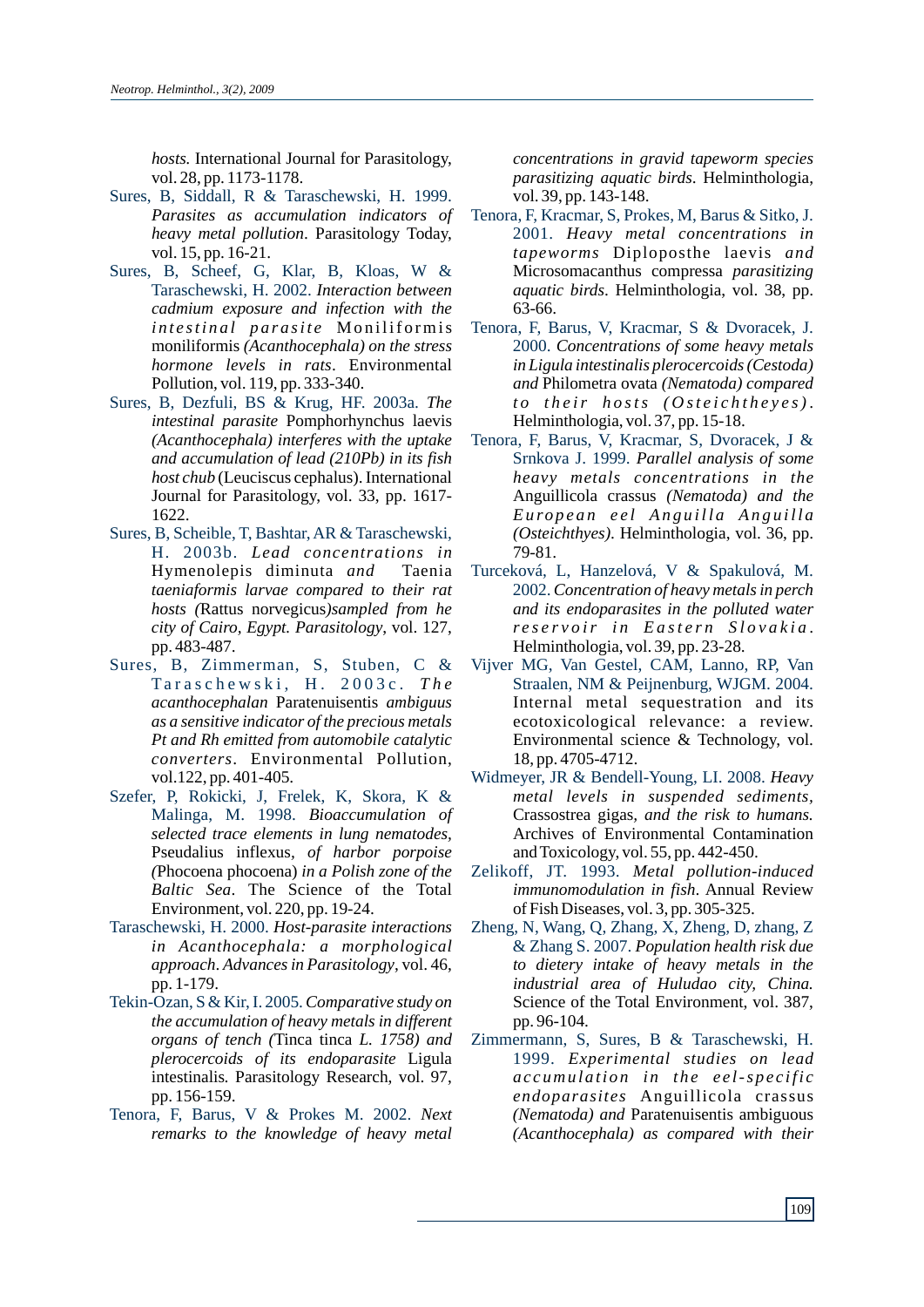*hosts.* International Journal for Parasitology, vol. 28, pp. 1173-1178.

Sures, B, Siddall, R & Taraschewski, H. 1999. *Parasites as accumulation indicators of heavy metal pollution*. Parasitology Today, vol. 15, pp. 16-21.

Sures, B, Scheef, G, Klar, B, Kloas, W & Taraschewski, H. 2002. *Interaction between cadmium exposure and infection with the intestinal parasite* Moniliformis moniliformis *(Acanthocephala) on the stress hormone levels in rats*. Environmental Pollution, vol. 119, pp. 333-340.

Sures, B, Dezfuli, BS & Krug, HF. 2003a. *The intestinal parasite* Pomphorhynchus laevis *(Acanthocephala) interferes with the uptake and accumulation of lead (210Pb) in its fish host chub* (Leuciscus cephalus). International Journal for Parasitology, vol. 33, pp. 1617-1622.

Sures, B, Scheible, T, Bashtar, AR & Taraschewski, H. 2003b. *Lead concentrations in* Hymenolepis diminuta *and* Taenia *taeniaformis larvae compared to their rat hosts (*Rattus norvegicus*)sampled from he city of Cairo, Egypt. Parasitology*, vol. 127, pp. 483-487.

Sures, B, Zimmerman, S, Stuben, C & Taraschewski, H. 2003c. *The acanthocephalan* Paratenuisentis *ambiguus as a sensitive indicator of the precious metals Pt and Rh emitted from automobile catalytic converters*. Environmental Pollution, vol.122, pp. 401-405.

Szefer, P, Rokicki, J, Frelek, K, Skora, K & Malinga, M. 1998. *Bioaccumulation of selected trace elements in lung nematodes,* Pseudalius inflexus*, of harbor porpoise (*Phocoena phocoena) *in a Polish zone of the Baltic Sea*. The Science of the Total Environment, vol. 220, pp. 19-24.

Taraschewski, H. 2000. *Host-parasite interactions in Acanthocephala: a morphological approach*. *Advances in Parasitology*, vol. 46, pp. 1-179.

Tekin-Ozan, S & Kir, I. 2005. *Comparative study on the accumulation of heavy metals in different organs of tench (*Tinca tinca *L. 1758) and plerocercoids of its endoparasite* Ligula intestinalis*.* Parasitology Research, vol. 97, pp. 156-159.

Tenora, F, Barus, V & Prokes M. 2002. *Next remarks to the knowledge of heavy metal concentrations in gravid tapeworm species parasitizing aquatic birds*. Helminthologia, vol. 39, pp. 143-148.

Tenora, F, Kracmar, S, Prokes, M, Barus & Sitko, J. 2001. *Heavy metal concentrations in tapeworms* Diploposthe laevis *and* Microsomacanthus compressa *parasitizing aquatic birds*. Helminthologia, vol. 38, pp. 63-66.

Tenora, F, Barus, V, Kracmar, S & Dvoracek, J. 2000. *Concentrations of some heavy metals in Ligula intestinalis plerocercoids (Cestoda) and* Philometra ovata *(Nematoda) compared to their hosts (Osteichtheyes)*. Helminthologia, vol. 37, pp. 15-18.

Tenora, F, Barus, V, Kracmar, S, Dvoracek, J & Srnkova J. 1999. *Parallel analysis of some heavy metals concentrations in the* Anguillicola crassus *(Nematoda) and the European eel Anguilla Anguilla (Osteichthyes)*. Helminthologia, vol. 36, pp. 79-81.

Turceková, L, Hanzelová, V & Spakulová, M. 2002. *Concentration of heavy metals in perch and its endoparasites in the polluted water reservoir in Eastern Slovakia*. Helminthologia, vol. 39, pp. 23-28.

Vijver MG, Van Gestel, CAM, Lanno, RP, Van Straalen, NM & Peijnenburg, WJGM. 2004. Internal metal sequestration and its ecotoxicological relevance: a review. Environmental science & Technology, vol. 18, pp. 4705-4712.

Widmeyer, JR & Bendell-Young, LI. 2008. *Heavy metal levels in suspended sediments,* Crassostrea gigas*, and the risk to humans.* Archives of Environmental Contamination and Toxicology, vol. 55, pp. 442-450.

Zelikoff, JT. 1993. *Metal pollution-induced immunomodulation in fish*. Annual Review of Fish Diseases, vol. 3, pp. 305-325.

Zheng, N, Wang, Q, Zhang, X, Zheng, D, zhang, Z & Zhang S. 2007. *Population health risk due to dietery intake of heavy metals in the industrial area of Huludao city, China.* Science of the Total Environment, vol. 387, pp. 96-104.

Zimmermann, S, Sures, B & Taraschewski, H. 1999. *Experimental studies on lead accumulation in the eel-specific endoparasites* Anguillicola crassus *(Nematoda) and* Paratenuisentis ambiguous *(Acanthocephala) as compared with their*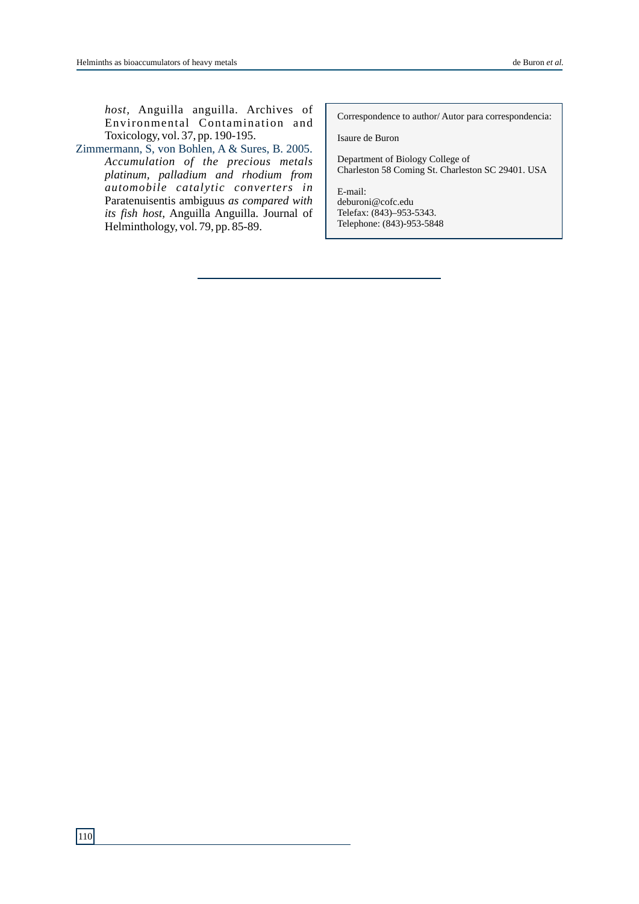*host,* Anguilla anguilla. Archives of Environmental Contamination and Toxicology, vol. 37, pp. 190-195.

Zimmermann, S, von Bohlen, A & Sures, B. 2005. *Accumulation of the precious metals platinum, palladium and rhodium from automobile catalytic converters in* Paratenuisentis ambiguus *as compared with its fish host,* Anguilla Anguilla. Journal of Helminthology, vol. 79, pp. 85-89.

Correspondence to author/ Autor para correspondencia:

Isaure de Buron

Department of Biology College of
Charleston 58 Coming St. Charleston SC 29401. USA

E-mail:
deburoni@cofc.edu
Telefax: (843)–953-5343.
Telephone: (843)-953-5848